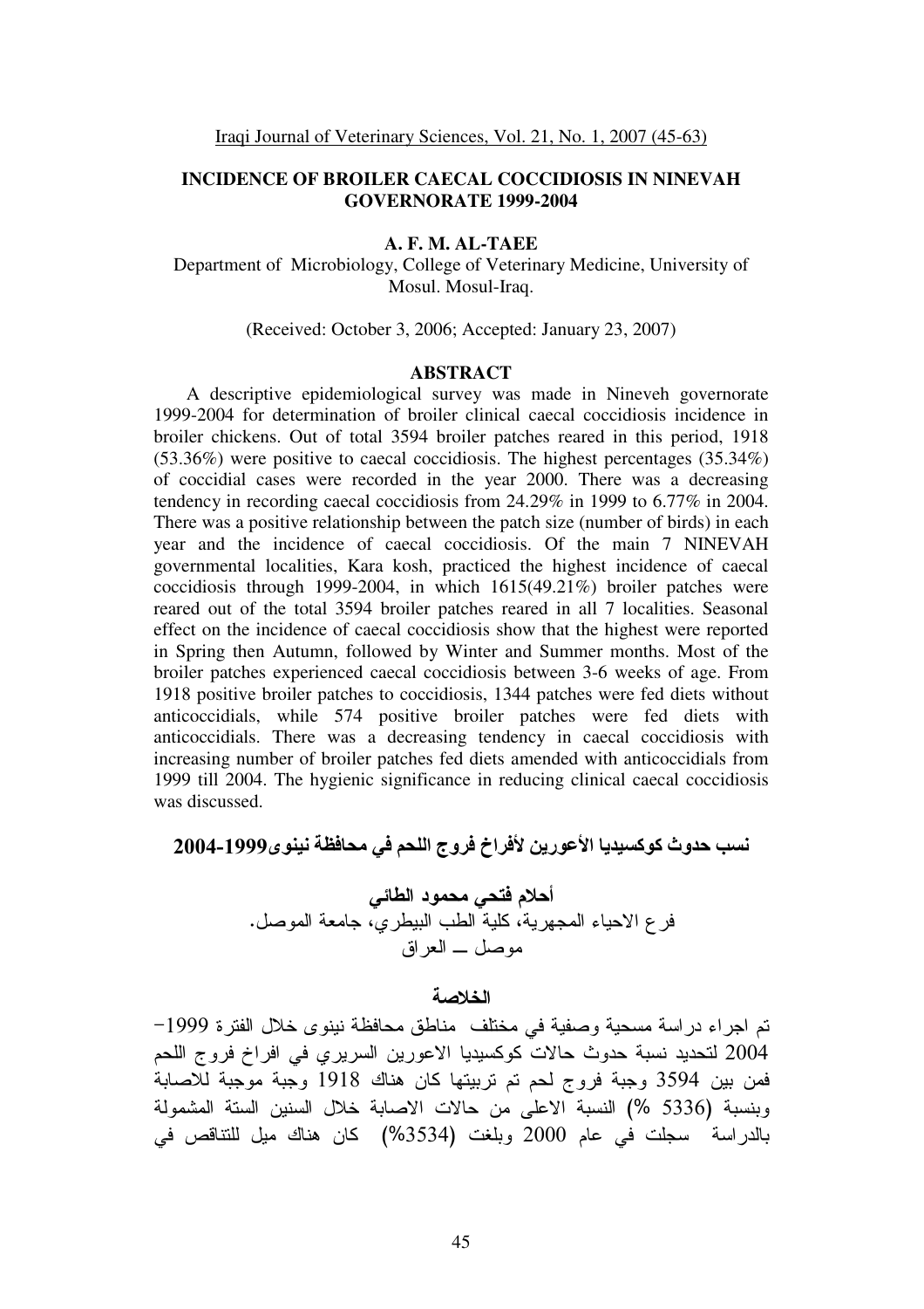# INCIDENCE OF BROILER CAECAL COCCIDIOSIS IN NINEVAH GOVERNORATE 1999-2004

**A. F. M. AL-TAEE**

Department of Microbiology, College of Veterinary Medicine, University of Mosul. Mosul-Iraq.

(Received: October 3, 2006; Accepted: January 23, 2007)

## ABSTRACT

A descriptive epidemiological survey was made in Nineveh governorate 1999-2004 for determination of broiler clinical caecal coccidiosis incidence in broiler chickens. Out of total 3594 broiler patches reared in this period, 1918 (53.36%) were positive to caecal coccidiosis. The highest percentages (35.34%) of coccidial cases were recorded in the year 2000. There was a decreasing tendency in recording caecal coccidiosis from 24.29% in 1999 to 6.77% in 2004. There was a positive relationship between the patch size (number of birds) in each year and the incidence of caecal coccidiosis. Of the main 7 NINEVAH governmental localities, Kara kosh, practiced the highest incidence of caecal coccidiosis through 1999-2004, in which 1615(49.21%) broiler patches were reared out of the total 3594 broiler patches reared in all 7 localities. Seasonal effect on the incidence of caecal coccidiosis show that the highest were reported in Spring then Autumn, followed by Winter and Summer months. Most of the broiler patches experienced caecal coccidiosis between 3-6 weeks of age. From 1918 positive broiler patches to coccidiosis, 1344 patches were fed diets without anticoccidials, while 574 positive broiler patches were fed diets with anticoccidials. There was a decreasing tendency in caecal coccidiosis with increasing number of broiler patches fed diets amended with anticoccidials from 1999 till 2004. The hygienic significance in reducing clinical caecal coccidiosis was discussed.

# نسب حدوث كوكسيديا الأعورين لأفراخ فروج اللحم في محافظة نينوى1999-2004

**أحلام فتحي محمود الطائي**

فرع الاحياء المجهرية، كلية الطب البيطري، جامعة الموصل.
موصل ــ العراق

## الخلاصة

تم اجراء دراسة مسحية وصفية في مختلف مناطق محافظة نينوى خلال الفترة 1999-2004 لتحديد نسبة حدوث حالات كوكسيديا الاعورين السريري في افراخ فروج اللحم فمن بين 3594 وجبة فروج لحم تم تربيتها كان هناك 1918 وجبة موجبة للاصابة وبنسبة (5336 %) النسبة الاعلى من حالات الاصابة خلال السنين الستة المشمولة بالدراسة سجلت في عام 2000 وبلغت (3534%) كان هناك ميل للتناقص في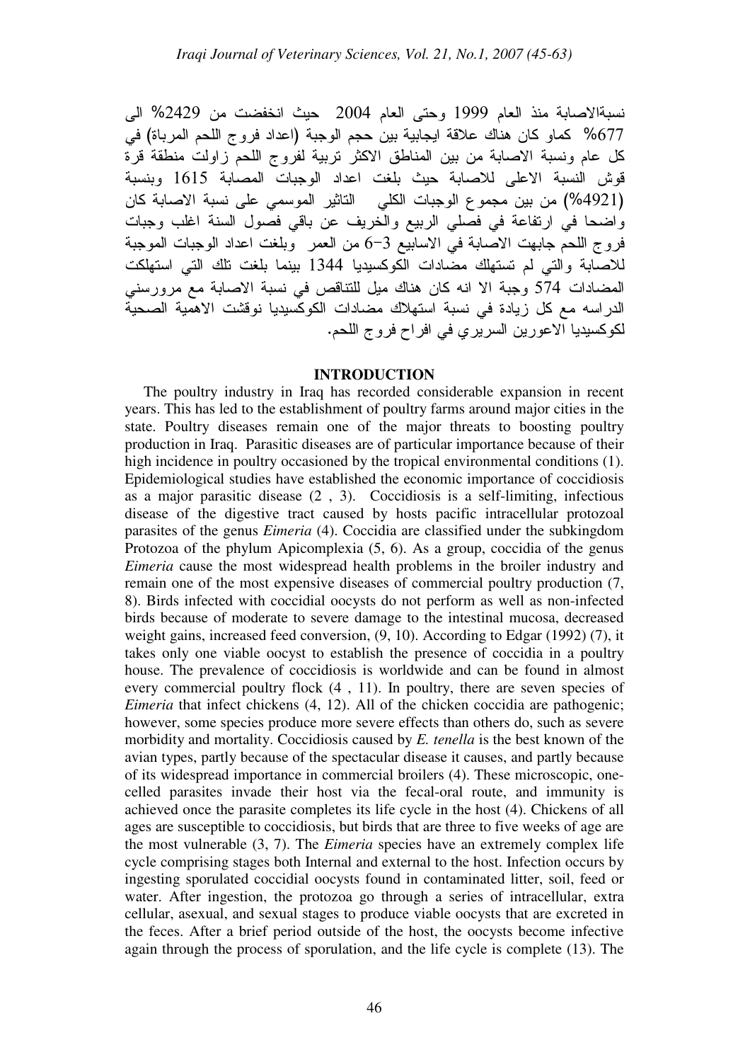نسبةالاصابة منذ العام 1999 وحتى العام 2004 حيث انخفضت من 2429% الى 677% كماو كان هناك علاقة ايجابية بين حجم الوجبة (اعداد فروج اللحم المرباة) في كل عام ونسبة الاصابة من بين المناطق الاكثر تربية لفروج اللحم زاولت منطقة قرة قوش النسبة الاعلى للاصابة حيث بلغت اعداد الوجبات المصابة 1615 وبنسبة (4921%) من بين مجموع الوجبات الكلي التاثير الموسمي على نسبة الاصابة كان واضحا في ارتفاعة في فصلي الربيع والخريف عن باقي فصول السنة اغلب وجبات فروج اللحم جابهت الاصابة في الاسابيع 3-6 من العمر وبلغت اعداد الوجبات الموجبة للاصابة والتي لم تستهلك مضادات الكوكسيديا 1344 بينما بلغت تلك التي استهلكت المضادات 574 وجبة الا انه كان هناك ميل للتناقص في نسبة الاصابة مع مرورسني الدراسه مع كل زيادة في نسبة استهلاك مضادات الكوكسيديا نوقشت الاهمية الصحية لكوكسيديا الاعورين السريري في افراخ فروج اللحم.

## INTRODUCTION

The poultry industry in Iraq has recorded considerable expansion in recent years. This has led to the establishment of poultry farms around major cities in the state. Poultry diseases remain one of the major threats to boosting poultry production in Iraq. Parasitic diseases are of particular importance because of their high incidence in poultry occasioned by the tropical environmental conditions (1). Epidemiological studies have established the economic importance of coccidiosis as a major parasitic disease (2 , 3). Coccidiosis is a self-limiting, infectious disease of the digestive tract caused by hosts pacific intracellular protozoal parasites of the genus *Eimeria* (4). Coccidia are classified under the subkingdom Protozoa of the phylum Apicomplexia (5, 6). As a group, coccidia of the genus *Eimeria* cause the most widespread health problems in the broiler industry and remain one of the most expensive diseases of commercial poultry production (7, 8). Birds infected with coccidial oocysts do not perform as well as non-infected birds because of moderate to severe damage to the intestinal mucosa, decreased weight gains, increased feed conversion, (9, 10). According to Edgar (1992) (7), it takes only one viable oocyst to establish the presence of coccidia in a poultry house. The prevalence of coccidiosis is worldwide and can be found in almost every commercial poultry flock (4 , 11). In poultry, there are seven species of *Eimeria* that infect chickens (4, 12). All of the chicken coccidia are pathogenic; however, some species produce more severe effects than others do, such as severe morbidity and mortality. Coccidiosis caused by *E. tenella* is the best known of the avian types, partly because of the spectacular disease it causes, and partly because of its widespread importance in commercial broilers (4). These microscopic, one-celled parasites invade their host via the fecal-oral route, and immunity is achieved once the parasite completes its life cycle in the host (4). Chickens of all ages are susceptible to coccidiosis, but birds that are three to five weeks of age are the most vulnerable (3, 7). The *Eimeria* species have an extremely complex life cycle comprising stages both Internal and external to the host. Infection occurs by ingesting sporulated coccidial oocysts found in contaminated litter, soil, feed or water. After ingestion, the protozoa go through a series of intracellular, extra cellular, asexual, and sexual stages to produce viable oocysts that are excreted in the feces. After a brief period outside of the host, the oocysts become infective again through the process of sporulation, and the life cycle is complete (13). The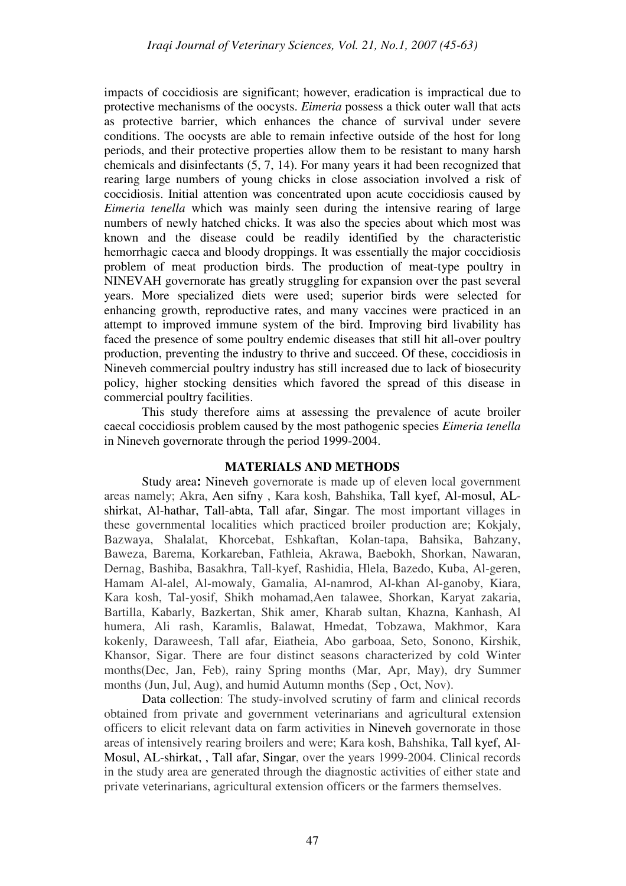impacts of coccidiosis are significant; however, eradication is impractical due to protective mechanisms of the oocysts. *Eimeria* possess a thick outer wall that acts as protective barrier, which enhances the chance of survival under severe conditions. The oocysts are able to remain infective outside of the host for long periods, and their protective properties allow them to be resistant to many harsh chemicals and disinfectants (5, 7, 14). For many years it had been recognized that rearing large numbers of young chicks in close association involved a risk of coccidiosis. Initial attention was concentrated upon acute coccidiosis caused by *Eimeria tenella* which was mainly seen during the intensive rearing of large numbers of newly hatched chicks. It was also the species about which most was known and the disease could be readily identified by the characteristic hemorrhagic caeca and bloody droppings. It was essentially the major coccidiosis problem of meat production birds. The production of meat-type poultry in NINEVAH governorate has greatly struggling for expansion over the past several years. More specialized diets were used; superior birds were selected for enhancing growth, reproductive rates, and many vaccines were practiced in an attempt to improved immune system of the bird. Improving bird livability has faced the presence of some poultry endemic diseases that still hit all-over poultry production, preventing the industry to thrive and succeed. Of these, coccidiosis in Nineveh commercial poultry industry has still increased due to lack of biosecurity policy, higher stocking densities which favored the spread of this disease in commercial poultry facilities.

This study therefore aims at assessing the prevalence of acute broiler caecal coccidiosis problem caused by the most pathogenic species *Eimeria tenella* in Nineveh governorate through the period 1999-2004.

## MATERIALS AND METHODS

Study area**:** Nineveh governorate is made up of eleven local government areas namely; Akra, Aen sifny , Kara kosh, Bahshika, Tall kyef, Al-mosul, AL-shirkat, Al-hathar, Tall-abta, Tall afar, Singar. The most important villages in these governmental localities which practiced broiler production are; Kokjaly, Bazwaya, Shalalat, Khorcebat, Eshkaftan, Kolan-tapa, Bahsika, Bahzany, Baweza, Barema, Korkareban, Fathleia, Akrawa, Baebokh, Shorkan, Nawaran, Dernag, Bashiba, Basakhra, Tall-kyef, Rashidia, Hlela, Bazedo, Kuba, Al-geren, Hamam Al-alel, Al-mowaly, Gamalia, Al-namrod, Al-khan Al-ganoby, Kiara, Kara kosh, Tal-yosif, Shikh mohamad,Aen talawee, Shorkan, Karyat zakaria, Bartilla, Kabarly, Bazkertan, Shik amer, Kharab sultan, Khazna, Kanhash, Al humera, Ali rash, Karamlis, Balawat, Hmedat, Tobzawa, Makhmor, Kara kokenly, Daraweesh, Tall afar, Eiatheia, Abo garboaa, Seto, Sonono, Kirshik, Khansor, Sigar. There are four distinct seasons characterized by cold Winter months(Dec, Jan, Feb), rainy Spring months (Mar, Apr, May), dry Summer months (Jun, Jul, Aug), and humid Autumn months (Sep , Oct, Nov).

Data collection: The study-involved scrutiny of farm and clinical records obtained from private and government veterinarians and agricultural extension officers to elicit relevant data on farm activities in Nineveh governorate in those areas of intensively rearing broilers and were; Kara kosh, Bahshika, Tall kyef, Al-Mosul, AL-shirkat, , Tall afar, Singar, over the years 1999-2004. Clinical records in the study area are generated through the diagnostic activities of either state and private veterinarians, agricultural extension officers or the farmers themselves.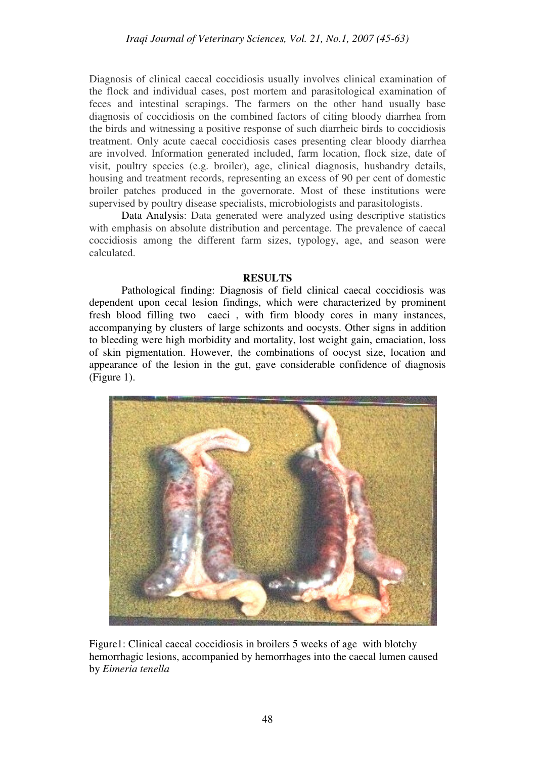Diagnosis of clinical caecal coccidiosis usually involves clinical examination of the flock and individual cases, post mortem and parasitological examination of feces and intestinal scrapings. The farmers on the other hand usually base diagnosis of coccidiosis on the combined factors of citing bloody diarrhea from the birds and witnessing a positive response of such diarrheic birds to coccidiosis treatment. Only acute caecal coccidiosis cases presenting clear bloody diarrhea are involved. Information generated included, farm location, flock size, date of visit, poultry species (e.g. broiler), age, clinical diagnosis, husbandry details, housing and treatment records, representing an excess of 90 per cent of domestic broiler patches produced in the governorate. Most of these institutions were supervised by poultry disease specialists, microbiologists and parasitologists.

Data Analysis: Data generated were analyzed using descriptive statistics with emphasis on absolute distribution and percentage. The prevalence of caecal coccidiosis among the different farm sizes, typology, age, and season were calculated.

## RESULTS

Pathological finding: Diagnosis of field clinical caecal coccidiosis was dependent upon cecal lesion findings, which were characterized by prominent fresh blood filling two caeci , with firm bloody cores in many instances, accompanying by clusters of large schizonts and oocysts. Other signs in addition to bleeding were high morbidity and mortality, lost weight gain, emaciation, loss of skin pigmentation. However, the combinations of oocyst size, location and appearance of the lesion in the gut, gave considerable confidence of diagnosis (Figure 1).

Figure1: Clinical caecal coccidiosis in broilers 5 weeks of age with blotchy hemorrhagic lesions, accompanied by hemorrhages into the caecal lumen caused by *Eimeria tenella*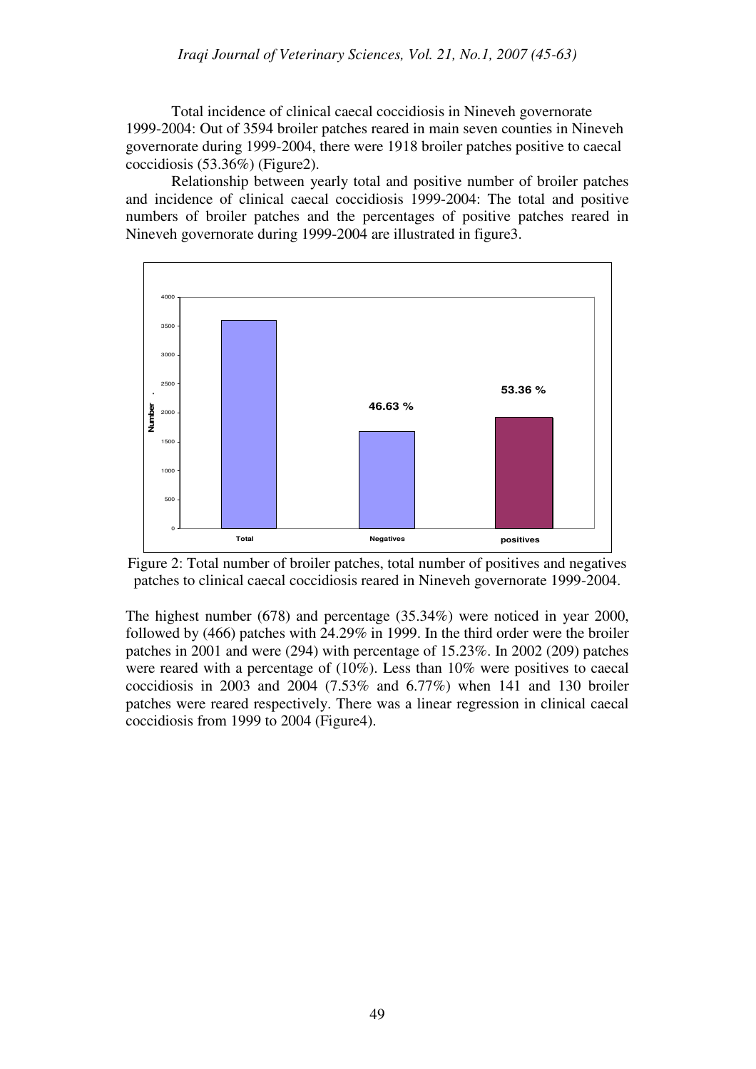Total incidence of clinical caecal coccidiosis in Nineveh governorate 1999-2004: Out of 3594 broiler patches reared in main seven counties in Nineveh governorate during 1999-2004, there were 1918 broiler patches positive to caecal coccidiosis (53.36%) (Figure2).

Relationship between yearly total and positive number of broiler patches and incidence of clinical caecal coccidiosis 1999-2004: The total and positive numbers of broiler patches and the percentages of positive patches reared in Nineveh governorate during 1999-2004 are illustrated in figure3.

Figure 2: Total number of broiler patches, total number of positives and negatives patches to clinical caecal coccidiosis reared in Nineveh governorate 1999-2004.

The highest number (678) and percentage (35.34%) were noticed in year 2000, followed by (466) patches with 24.29% in 1999. In the third order were the broiler patches in 2001 and were (294) with percentage of 15.23%. In 2002 (209) patches were reared with a percentage of (10%). Less than 10% were positives to caecal coccidiosis in 2003 and 2004 (7.53% and 6.77%) when 141 and 130 broiler patches were reared respectively. There was a linear regression in clinical caecal coccidiosis from 1999 to 2004 (Figure4).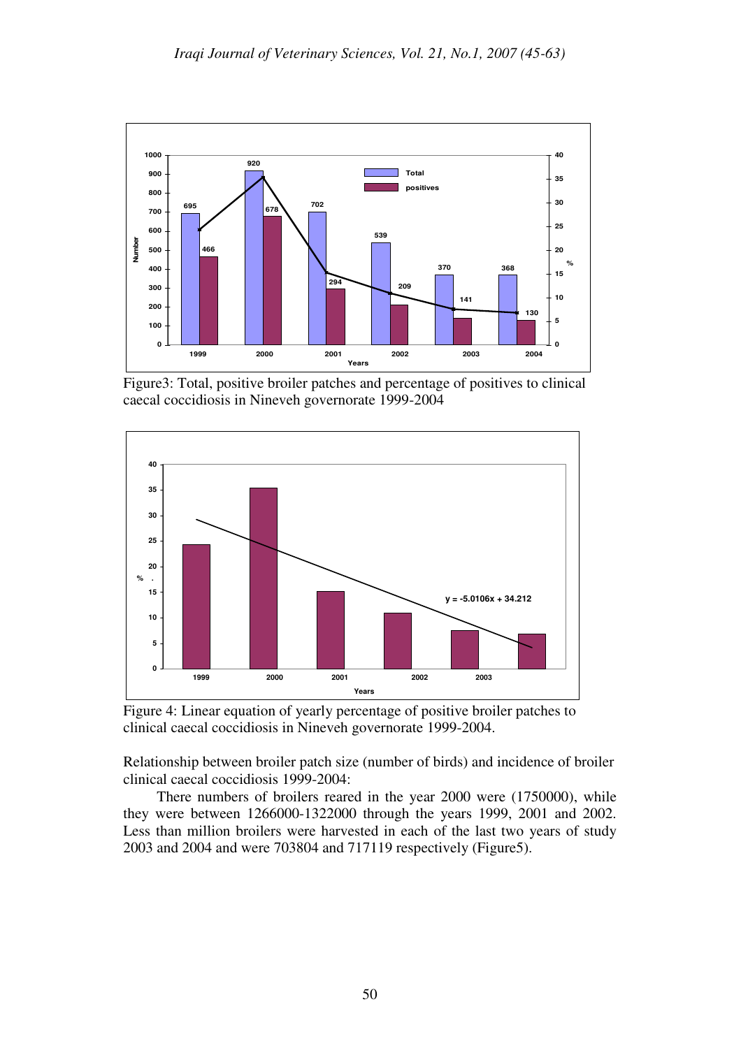Figure3: Total, positive broiler patches and percentage of positives to clinical caecal coccidiosis in Nineveh governorate 1999-2004

Figure 4: Linear equation of yearly percentage of positive broiler patches to clinical caecal coccidiosis in Nineveh governorate 1999-2004.

Relationship between broiler patch size (number of birds) and incidence of broiler clinical caecal coccidiosis 1999-2004:

There numbers of broilers reared in the year 2000 were (1750000), while they were between 1266000-1322000 through the years 1999, 2001 and 2002. Less than million broilers were harvested in each of the last two years of study 2003 and 2004 and were 703804 and 717119 respectively (Figure5).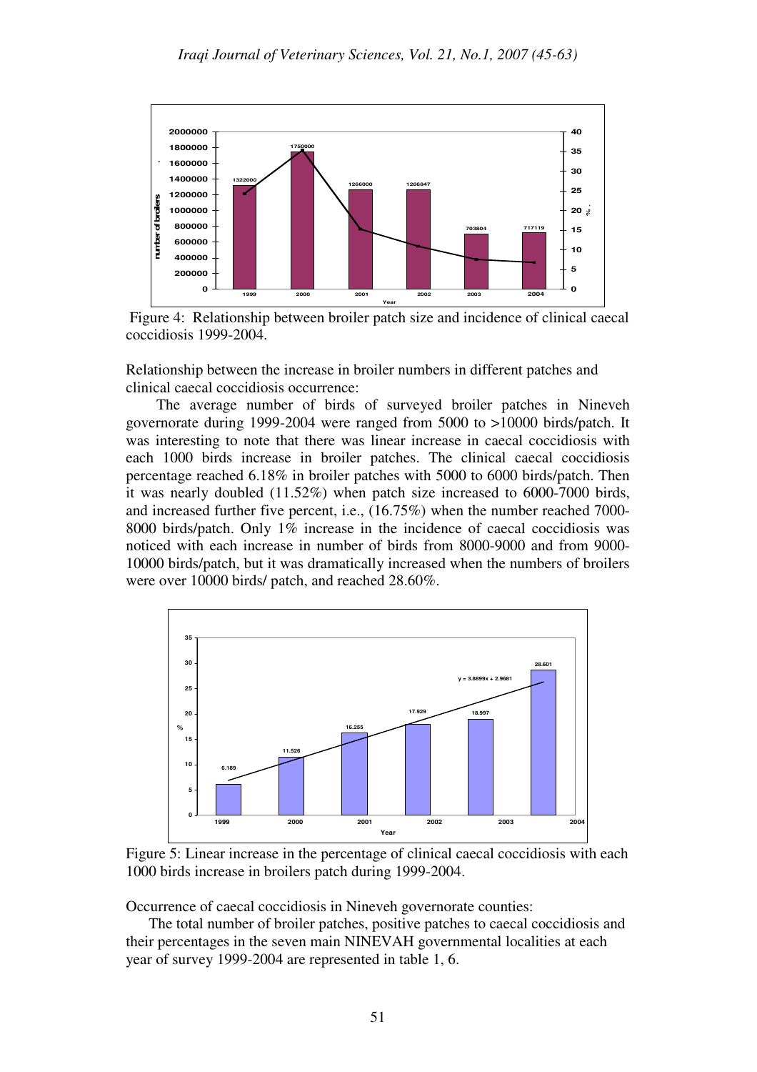Figure 4: Relationship between broiler patch size and incidence of clinical caecal coccidiosis 1999-2004.

Relationship between the increase in broiler numbers in different patches and clinical caecal coccidiosis occurrence:

The average number of birds of surveyed broiler patches in Nineveh governorate during 1999-2004 were ranged from 5000 to >10000 birds/patch. It was interesting to note that there was linear increase in caecal coccidiosis with each 1000 birds increase in broiler patches. The clinical caecal coccidiosis percentage reached 6.18% in broiler patches with 5000 to 6000 birds/patch. Then it was nearly doubled (11.52%) when patch size increased to 6000-7000 birds, and increased further five percent, i.e., (16.75%) when the number reached 7000-8000 birds/patch. Only 1% increase in the incidence of caecal coccidiosis was noticed with each increase in number of birds from 8000-9000 and from 9000-10000 birds/patch, but it was dramatically increased when the numbers of broilers were over 10000 birds/ patch, and reached 28.60%.

Figure 5: Linear increase in the percentage of clinical caecal coccidiosis with each 1000 birds increase in broilers patch during 1999-2004.

Occurrence of caecal coccidiosis in Nineveh governorate counties:

The total number of broiler patches, positive patches to caecal coccidiosis and their percentages in the seven main NINEVAH governmental localities at each year of survey 1999-2004 are represented in table 1, 6.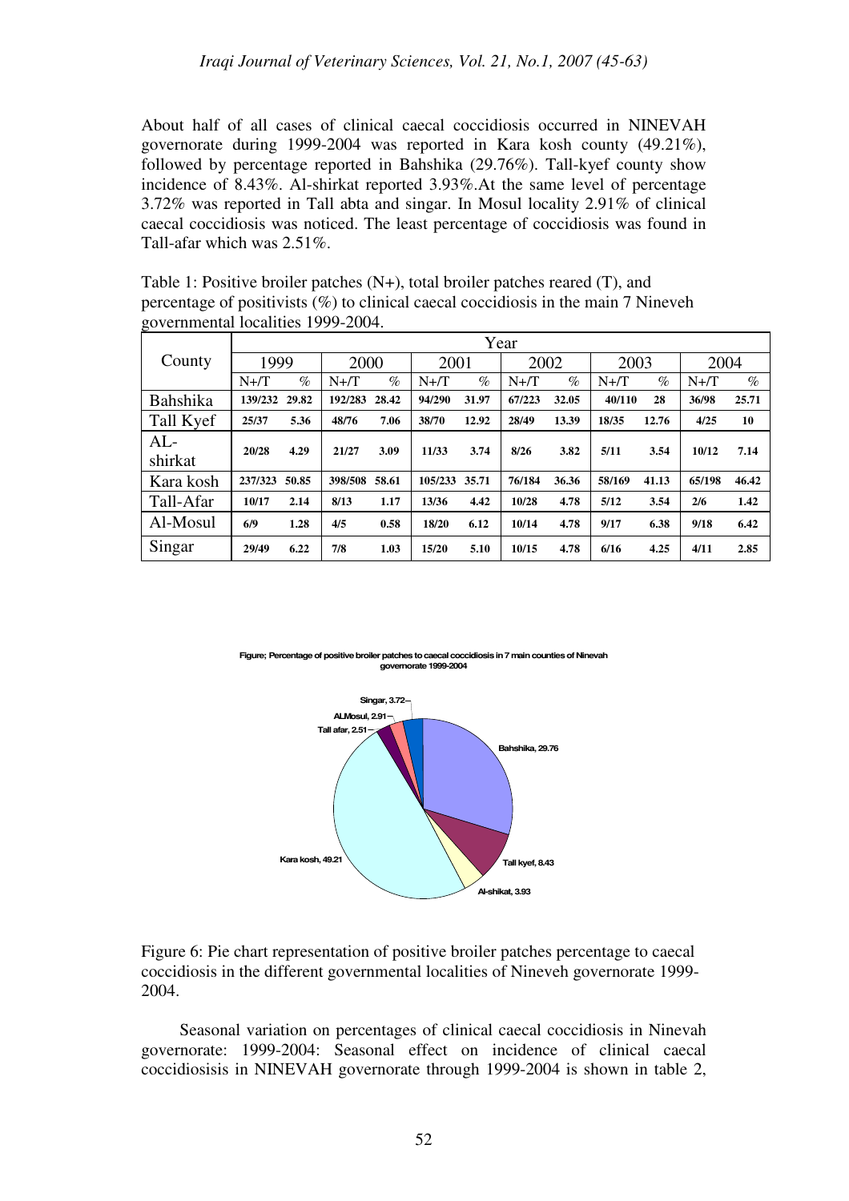About half of all cases of clinical caecal coccidiosis occurred in NINEVAH governorate during 1999-2004 was reported in Kara kosh county (49.21%), followed by percentage reported in Bahshika (29.76%). Tall-kyef county show incidence of 8.43%. Al-shirkat reported 3.93%.At the same level of percentage 3.72% was reported in Tall abta and singar. In Mosul locality 2.91% of clinical caecal coccidiosis was noticed. The least percentage of coccidiosis was found in Tall-afar which was 2.51%.

Table 1: Positive broiler patches (N+), total broiler patches reared (T), and percentage of positivists (%) to clinical caecal coccidiosis in the main 7 Nineveh governmental localities 1999-2004.

| County | Year | | | | | | | | | | | |
|---|---|---|---|---|---|---|---|---|---|---|---|---|
| | 1999 | | 2000 | | 2001 | | 2002 | | 2003 | | 2004 | |
| | N+/T | % | N+/T | % | N+/T | % | N+/T | % | N+/T | % | N+/T | % |
| Bahshika | 139/232 | 29.82 | 192/283 | 28.42 | 94/290 | 31.97 | 67/223 | 32.05 | 40/110 | 28 | 36/98 | 25.71 |
| Tall Kyef | 25/37 | 5.36 | 48/76 | 7.06 | 38/70 | 12.92 | 28/49 | 13.39 | 18/35 | 12.76 | 4/25 | 10 |
| AL-shirkat | 20/28 | 4.29 | 21/27 | 3.09 | 11/33 | 3.74 | 8/26 | 3.82 | 5/11 | 3.54 | 10/12 | 7.14 |
| Kara kosh | 237/323 | 50.85 | 398/508 | 58.61 | 105/233 | 35.71 | 76/184 | 36.36 | 58/169 | 41.13 | 65/198 | 46.42 |
| Tall-Afar | 10/17 | 2.14 | 8/13 | 1.17 | 13/36 | 4.42 | 10/28 | 4.78 | 5/12 | 3.54 | 2/6 | 1.42 |
| Al-Mosul | 6/9 | 1.28 | 4/5 | 0.58 | 18/20 | 6.12 | 10/14 | 4.78 | 9/17 | 6.38 | 9/18 | 6.42 |
| Singar | 29/49 | 6.22 | 7/8 | 1.03 | 15/20 | 5.10 | 10/15 | 4.78 | 6/16 | 4.25 | 4/11 | 2.85 |

Figure; Percentage of positive broiler patches to caecal coccidiosis in 7 main counties of Ninevah governorate 1999-2004

Bahshika, 29.76; Tall kyef, 8.43; Al-shikat, 3.93; Kara kosh, 49.21; Tall afar, 2.51; ALMosul, 2.91; Singar, 3.72

Figure 6: Pie chart representation of positive broiler patches percentage to caecal coccidiosis in the different governmental localities of Nineveh governorate 1999-2004.

Seasonal variation on percentages of clinical caecal coccidiosis in Ninevah governorate: 1999-2004: Seasonal effect on incidence of clinical caecal coccidiosisis in NINEVAH governorate through 1999-2004 is shown in table 2,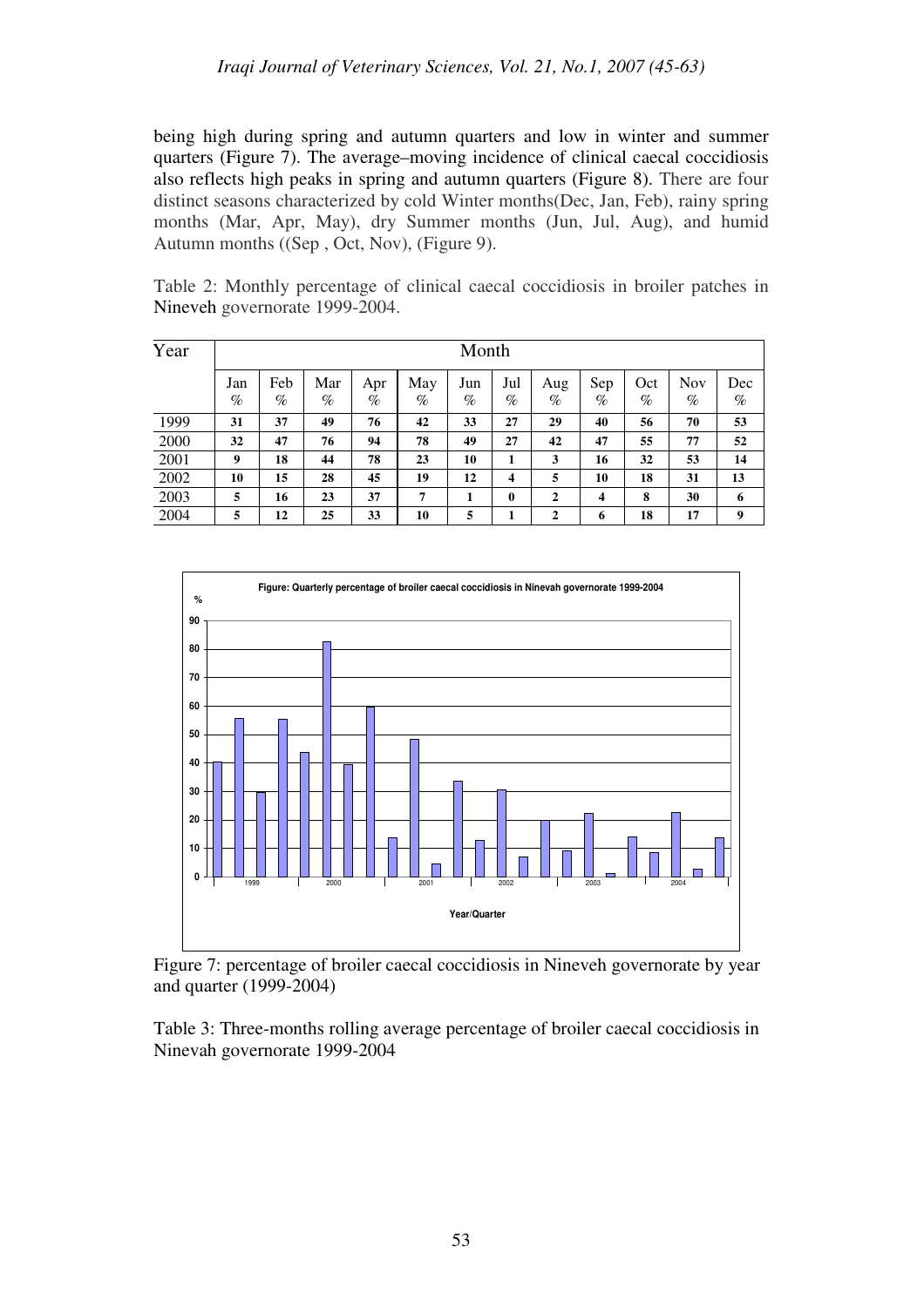being high during spring and autumn quarters and low in winter and summer quarters (Figure 7). The average–moving incidence of clinical caecal coccidiosis also reflects high peaks in spring and autumn quarters (Figure 8). There are four distinct seasons characterized by cold Winter months(Dec, Jan, Feb), rainy spring months (Mar, Apr, May), dry Summer months (Jun, Jul, Aug), and humid Autumn months ((Sep , Oct, Nov), (Figure 9).

Table 2: Monthly percentage of clinical caecal coccidiosis in broiler patches in Nineveh governorate 1999-2004.

| Year | Month | | | | | | | | | | | |
|---|---|---|---|---|---|---|---|---|---|---|---|---|
| | Jan % | Feb % | Mar % | Apr % | May % | Jun % | Jul % | Aug % | Sep % | Oct % | Nov % | Dec % |
| 1999 | **31** | **37** | **49** | **76** | **42** | **33** | **27** | **29** | **40** | **56** | **70** | **53** |
| 2000 | **32** | **47** | **76** | **94** | **78** | **49** | **27** | **42** | **47** | **55** | **77** | **52** |
| 2001 | **9** | **18** | **44** | **78** | **23** | **10** | **1** | **3** | **16** | **32** | **53** | **14** |
| 2002 | **10** | **15** | **28** | **45** | **19** | **12** | **4** | **5** | **10** | **18** | **31** | **13** |
| 2003 | **5** | **16** | **23** | **37** | **7** | **1** | **0** | **2** | **4** | **8** | **30** | **6** |
| 2004 | **5** | **12** | **25** | **33** | **10** | **5** | **1** | **2** | **6** | **18** | **17** | **9** |

Figure 7: percentage of broiler caecal coccidiosis in Nineveh governorate by year and quarter (1999-2004)

Table 3: Three-months rolling average percentage of broiler caecal coccidiosis in Ninevah governorate 1999-2004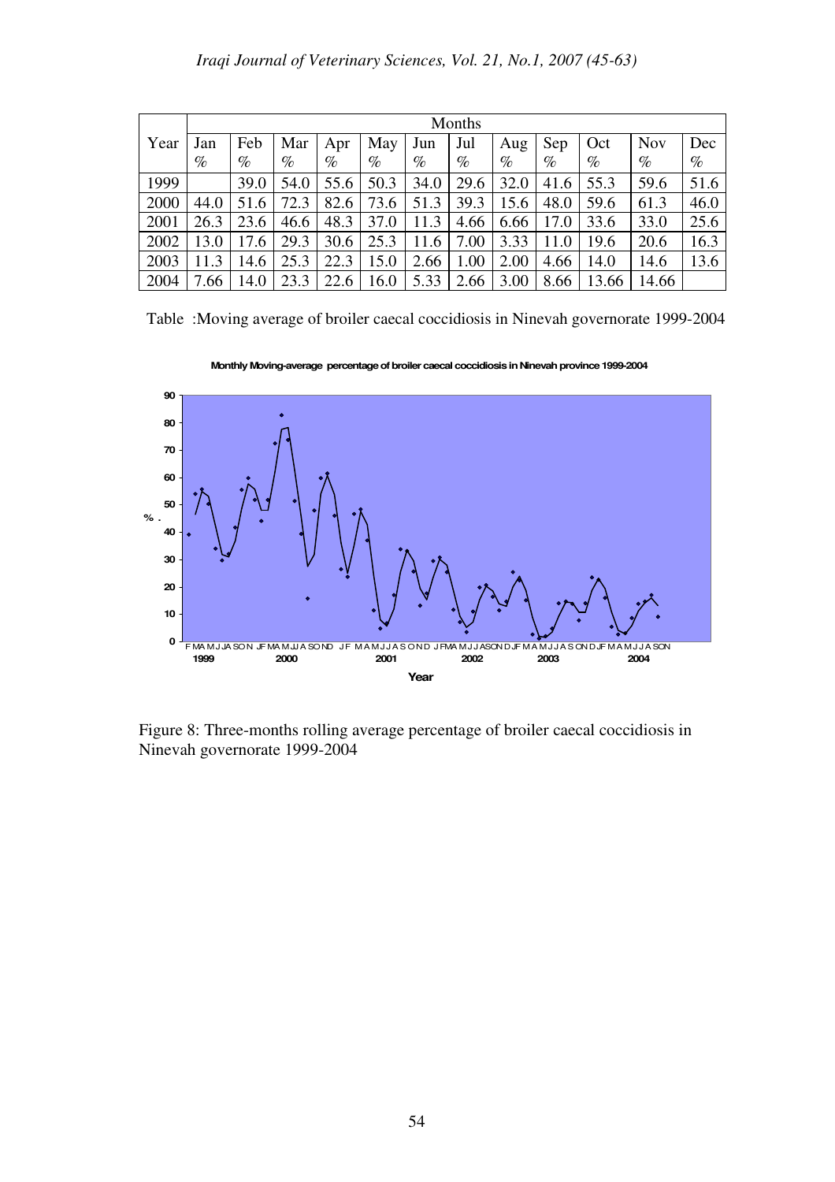| Year | Months | | | | | | | | | | | |
|---|---|---|---|---|---|---|---|---|---|---|---|---|
| | Jan % | Feb % | Mar % | Apr % | May % | Jun % | Jul % | Aug % | Sep % | Oct % | Nov % | Dec % |
| 1999 | | 39.0 | 54.0 | 55.6 | 50.3 | 34.0 | 29.6 | 32.0 | 41.6 | 55.3 | 59.6 | 51.6 |
| 2000 | 44.0 | 51.6 | 72.3 | 82.6 | 73.6 | 51.3 | 39.3 | 15.6 | 48.0 | 59.6 | 61.3 | 46.0 |
| 2001 | 26.3 | 23.6 | 46.6 | 48.3 | 37.0 | 11.3 | 4.66 | 6.66 | 17.0 | 33.6 | 33.0 | 25.6 |
| 2002 | 13.0 | 17.6 | 29.3 | 30.6 | 25.3 | 11.6 | 7.00 | 3.33 | 11.0 | 19.6 | 20.6 | 16.3 |
| 2003 | 11.3 | 14.6 | 25.3 | 22.3 | 15.0 | 2.66 | 1.00 | 2.00 | 4.66 | 14.0 | 14.6 | 13.6 |
| 2004 | 7.66 | 14.0 | 23.3 | 22.6 | 16.0 | 5.33 | 2.66 | 3.00 | 8.66 | 13.66 | 14.66 | |

Table :Moving average of broiler caecal coccidiosis in Ninevah governorate 1999-2004

Figure 8: Three-months rolling average percentage of broiler caecal coccidiosis in Ninevah governorate 1999-2004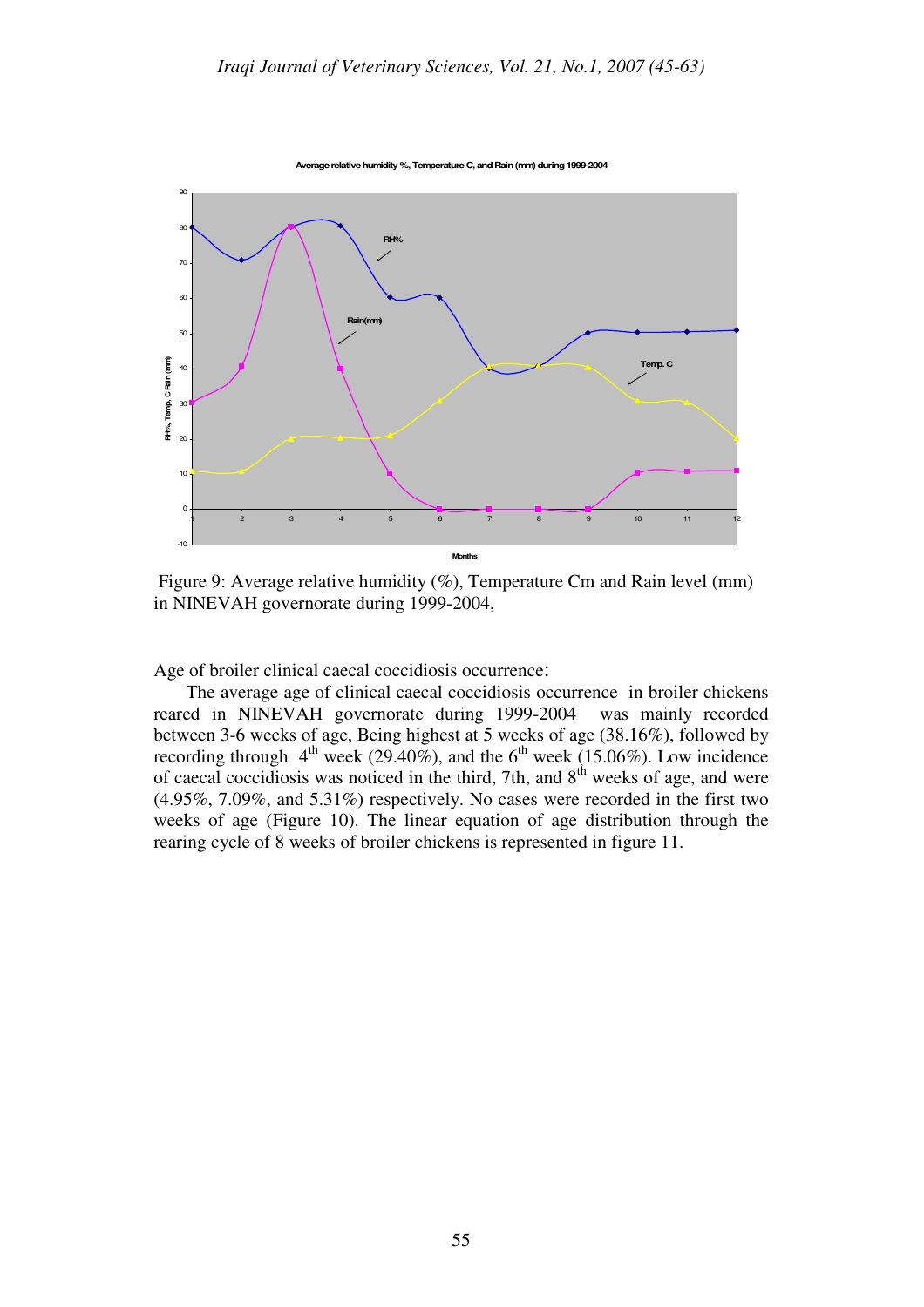Figure 9: Average relative humidity (%), Temperature Cm and Rain level (mm) in NINEVAH governorate during 1999-2004,

Age of broiler clinical caecal coccidiosis occurrence:

The average age of clinical caecal coccidiosis occurrence in broiler chickens reared in NINEVAH governorate during 1999-2004 was mainly recorded between 3-6 weeks of age, Being highest at 5 weeks of age (38.16%), followed by recording through 4th week (29.40%), and the 6th week (15.06%). Low incidence of caecal coccidiosis was noticed in the third, 7th, and 8th weeks of age, and were (4.95%, 7.09%, and 5.31%) respectively. No cases were recorded in the first two weeks of age (Figure 10). The linear equation of age distribution through the rearing cycle of 8 weeks of broiler chickens is represented in figure 11.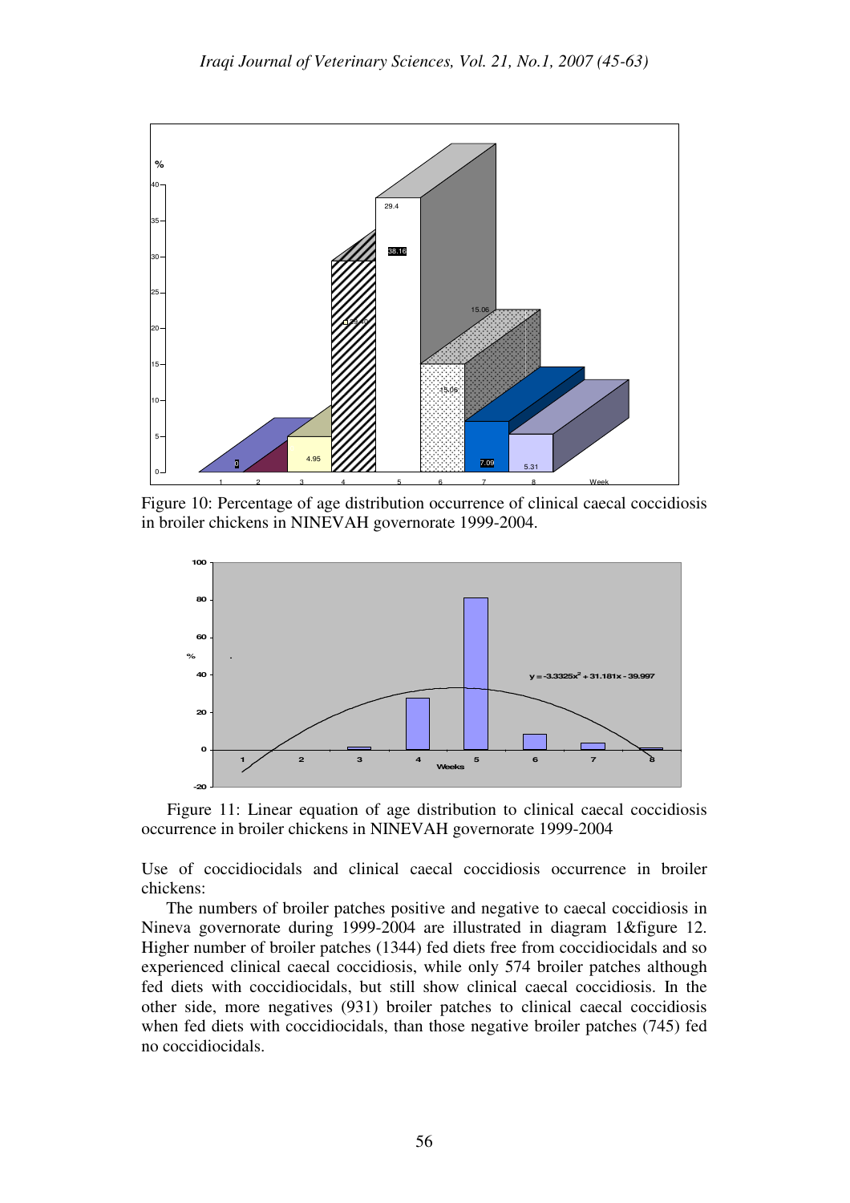Figure 10: Percentage of age distribution occurrence of clinical caecal coccidiosis in broiler chickens in NINEVAH governorate 1999-2004.

Figure 11: Linear equation of age distribution to clinical caecal coccidiosis occurrence in broiler chickens in NINEVAH governorate 1999-2004

Use of coccidiocidals and clinical caecal coccidiosis occurrence in broiler chickens:

The numbers of broiler patches positive and negative to caecal coccidiosis in Nineva governorate during 1999-2004 are illustrated in diagram 1&figure 12. Higher number of broiler patches (1344) fed diets free from coccidiocidals and so experienced clinical caecal coccidiosis, while only 574 broiler patches although fed diets with coccidiocidals, but still show clinical caecal coccidiosis. In the other side, more negatives (931) broiler patches to clinical caecal coccidiosis when fed diets with coccidiocidals, than those negative broiler patches (745) fed no coccidiocidals.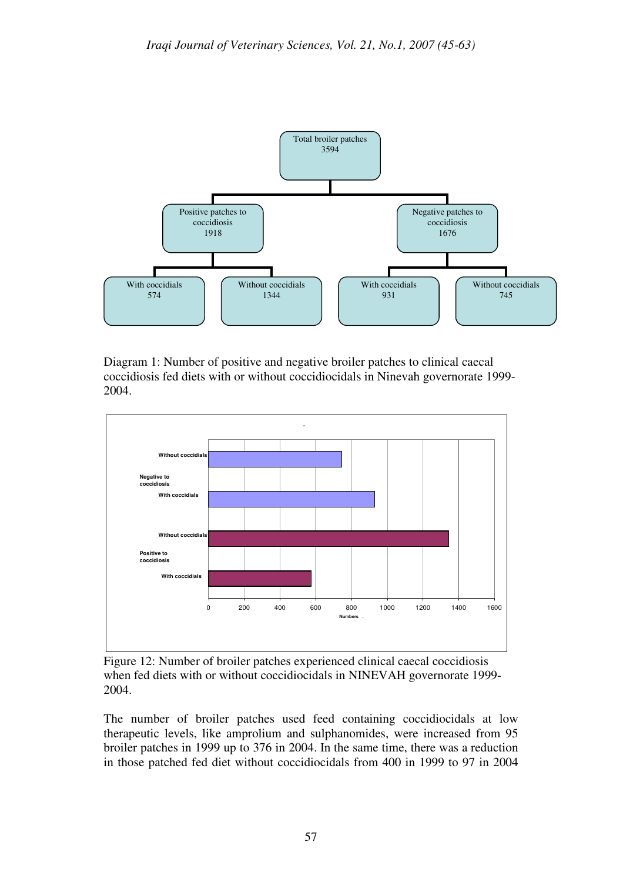Total broiler patches 3594

- Positive patches to coccidiosis 1918
  - With coccidials 574
  - Without coccidials 1344
- Negative patches to coccidiosis 1676
  - With coccidials 931
  - Without coccidials 745

Diagram 1: Number of positive and negative broiler patches to clinical caecal coccidiosis fed diets with or without coccidiocidals in Ninevah governorate 1999-2004.

| | | Numbers |
|---|---|---|
| Negative to coccidiosis | Without coccidials | 745 |
| | With coccidials | 931 |
| Positive to coccidiosis | Without coccidials | 1344 |
| | With coccidials | 574 |

Figure 12: Number of broiler patches experienced clinical caecal coccidiosis when fed diets with or without coccidiocidals in NINEVAH governorate 1999-2004.

The number of broiler patches used feed containing coccidiocidals at low therapeutic levels, like amprolium and sulphanomides, were increased from 95 broiler patches in 1999 up to 376 in 2004. In the same time, there was a reduction in those patched fed diet without coccidiocidals from 400 in 1999 to 97 in 2004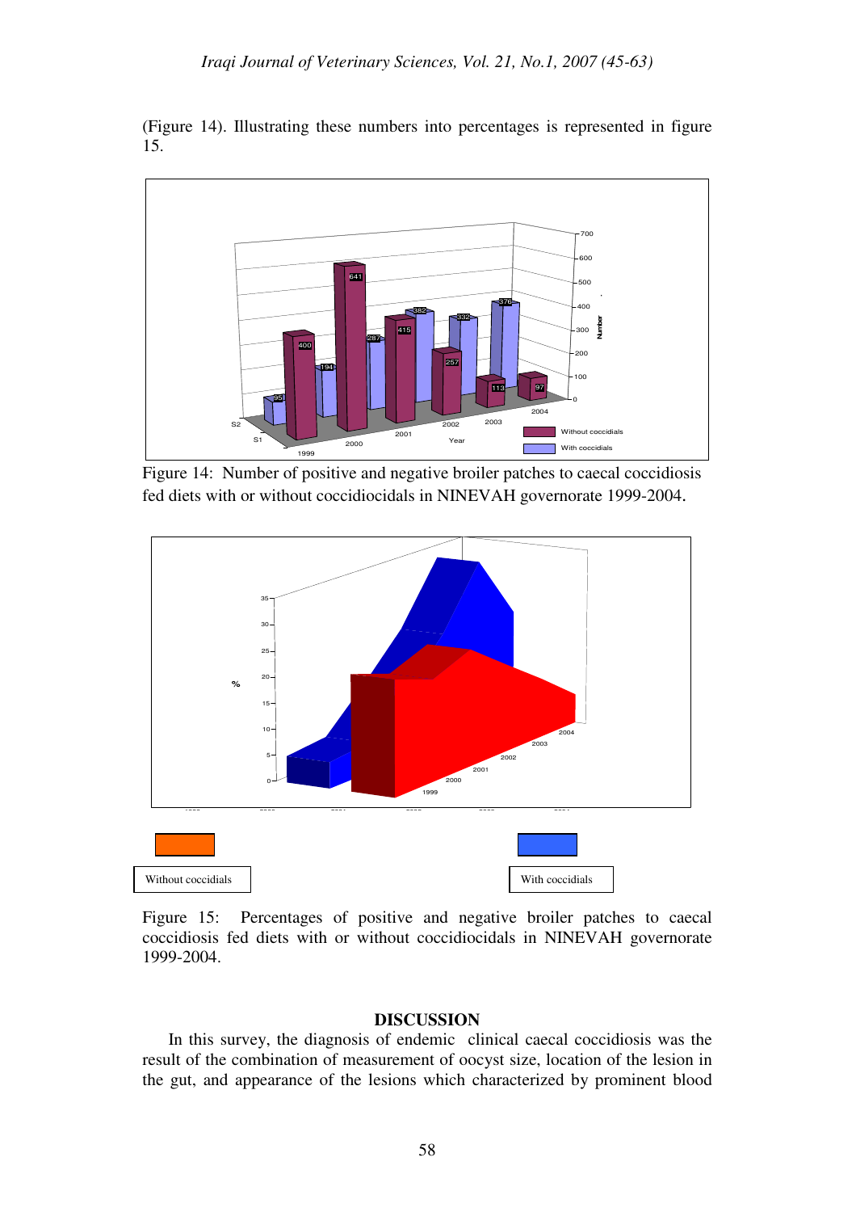(Figure 14). Illustrating these numbers into percentages is represented in figure 15.

Figure 14: Number of positive and negative broiler patches to caecal coccidiosis fed diets with or without coccidiocidals in NINEVAH governorate 1999-2004.

Figure 15: Percentages of positive and negative broiler patches to caecal coccidiosis fed diets with or without coccidiocidals in NINEVAH governorate 1999-2004.

## DISCUSSION

In this survey, the diagnosis of endemic clinical caecal coccidiosis was the result of the combination of measurement of oocyst size, location of the lesion in the gut, and appearance of the lesions which characterized by prominent blood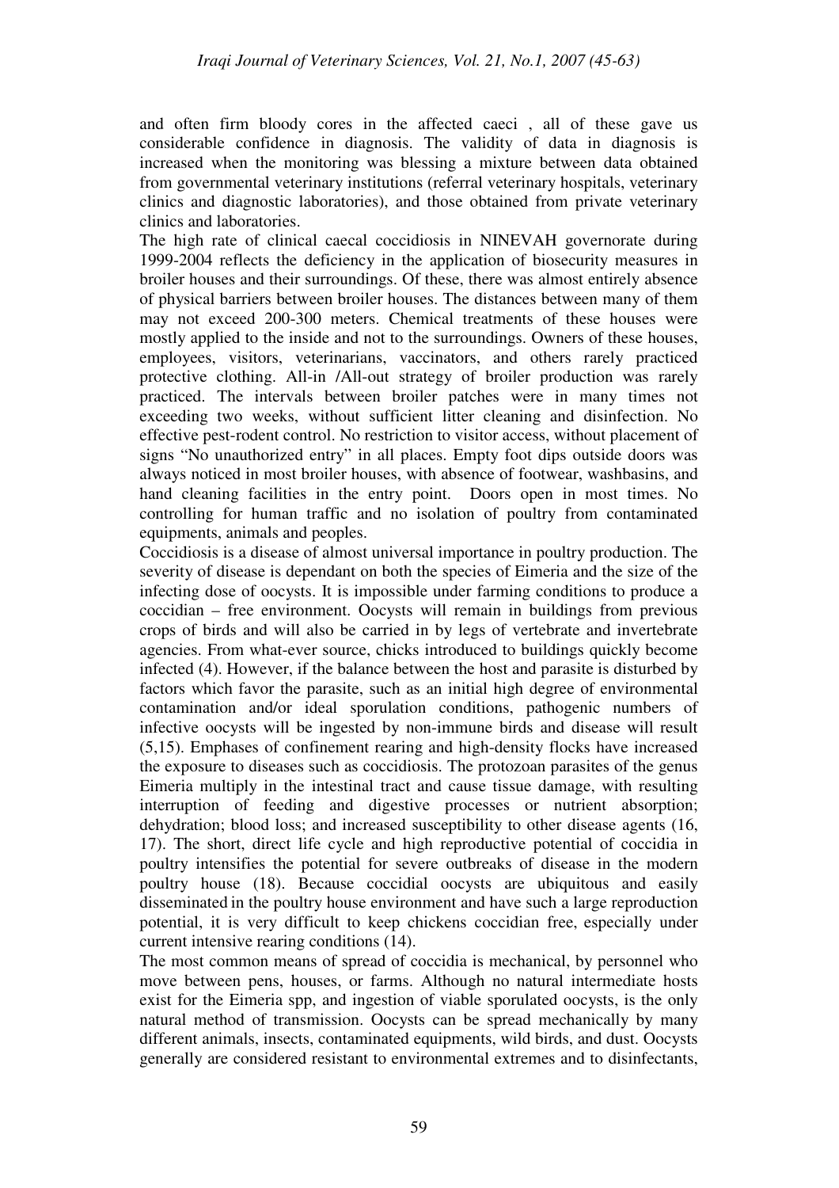and often firm bloody cores in the affected caeci , all of these gave us considerable confidence in diagnosis. The validity of data in diagnosis is increased when the monitoring was blessing a mixture between data obtained from governmental veterinary institutions (referral veterinary hospitals, veterinary clinics and diagnostic laboratories), and those obtained from private veterinary clinics and laboratories.

The high rate of clinical caecal coccidiosis in NINEVAH governorate during 1999-2004 reflects the deficiency in the application of biosecurity measures in broiler houses and their surroundings. Of these, there was almost entirely absence of physical barriers between broiler houses. The distances between many of them may not exceed 200-300 meters. Chemical treatments of these houses were mostly applied to the inside and not to the surroundings. Owners of these houses, employees, visitors, veterinarians, vaccinators, and others rarely practiced protective clothing. All-in /All-out strategy of broiler production was rarely practiced. The intervals between broiler patches were in many times not exceeding two weeks, without sufficient litter cleaning and disinfection. No effective pest-rodent control. No restriction to visitor access, without placement of signs "No unauthorized entry" in all places. Empty foot dips outside doors was always noticed in most broiler houses, with absence of footwear, washbasins, and hand cleaning facilities in the entry point. Doors open in most times. No controlling for human traffic and no isolation of poultry from contaminated equipments, animals and peoples.

Coccidiosis is a disease of almost universal importance in poultry production. The severity of disease is dependant on both the species of Eimeria and the size of the infecting dose of oocysts. It is impossible under farming conditions to produce a coccidian – free environment. Oocysts will remain in buildings from previous crops of birds and will also be carried in by legs of vertebrate and invertebrate agencies. From what-ever source, chicks introduced to buildings quickly become infected (4). However, if the balance between the host and parasite is disturbed by factors which favor the parasite, such as an initial high degree of environmental contamination and/or ideal sporulation conditions, pathogenic numbers of infective oocysts will be ingested by non-immune birds and disease will result (5,15). Emphases of confinement rearing and high-density flocks have increased the exposure to diseases such as coccidiosis. The protozoan parasites of the genus Eimeria multiply in the intestinal tract and cause tissue damage, with resulting interruption of feeding and digestive processes or nutrient absorption; dehydration; blood loss; and increased susceptibility to other disease agents (16, 17). The short, direct life cycle and high reproductive potential of coccidia in poultry intensifies the potential for severe outbreaks of disease in the modern poultry house (18). Because coccidial oocysts are ubiquitous and easily disseminated in the poultry house environment and have such a large reproduction potential, it is very difficult to keep chickens coccidian free, especially under current intensive rearing conditions (14).

The most common means of spread of coccidia is mechanical, by personnel who move between pens, houses, or farms. Although no natural intermediate hosts exist for the Eimeria spp, and ingestion of viable sporulated oocysts, is the only natural method of transmission. Oocysts can be spread mechanically by many different animals, insects, contaminated equipments, wild birds, and dust. Oocysts generally are considered resistant to environmental extremes and to disinfectants,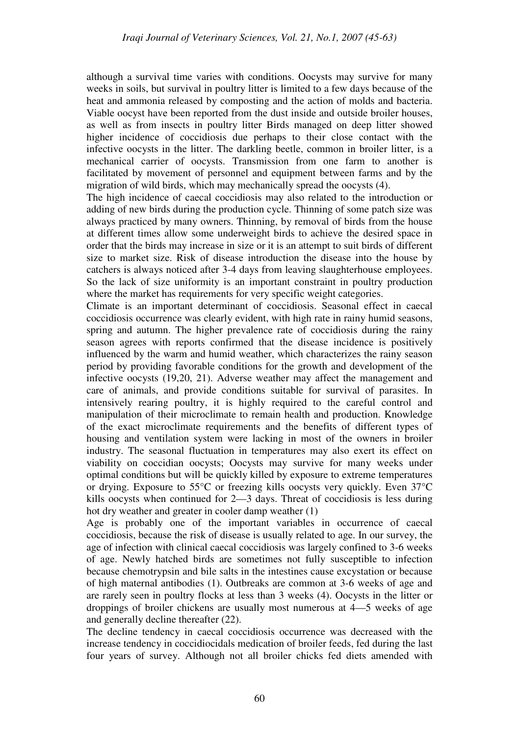although a survival time varies with conditions. Oocysts may survive for many weeks in soils, but survival in poultry litter is limited to a few days because of the heat and ammonia released by composting and the action of molds and bacteria. Viable oocyst have been reported from the dust inside and outside broiler houses, as well as from insects in poultry litter Birds managed on deep litter showed higher incidence of coccidiosis due perhaps to their close contact with the infective oocysts in the litter. The darkling beetle, common in broiler litter, is a mechanical carrier of oocysts. Transmission from one farm to another is facilitated by movement of personnel and equipment between farms and by the migration of wild birds, which may mechanically spread the oocysts (4).

The high incidence of caecal coccidiosis may also related to the introduction or adding of new birds during the production cycle. Thinning of some patch size was always practiced by many owners. Thinning, by removal of birds from the house at different times allow some underweight birds to achieve the desired space in order that the birds may increase in size or it is an attempt to suit birds of different size to market size. Risk of disease introduction the disease into the house by catchers is always noticed after 3-4 days from leaving slaughterhouse employees. So the lack of size uniformity is an important constraint in poultry production where the market has requirements for very specific weight categories.

Climate is an important determinant of coccidiosis. Seasonal effect in caecal coccidiosis occurrence was clearly evident, with high rate in rainy humid seasons, spring and autumn. The higher prevalence rate of coccidiosis during the rainy season agrees with reports confirmed that the disease incidence is positively influenced by the warm and humid weather, which characterizes the rainy season period by providing favorable conditions for the growth and development of the infective oocysts (19,20, 21). Adverse weather may affect the management and care of animals, and provide conditions suitable for survival of parasites. In intensively rearing poultry, it is highly required to the careful control and manipulation of their microclimate to remain health and production. Knowledge of the exact microclimate requirements and the benefits of different types of housing and ventilation system were lacking in most of the owners in broiler industry. The seasonal fluctuation in temperatures may also exert its effect on viability on coccidian oocysts; Oocysts may survive for many weeks under optimal conditions but will be quickly killed by exposure to extreme temperatures or drying. Exposure to 55°C or freezing kills oocysts very quickly. Even 37°C kills oocysts when continued for 2—3 days. Threat of coccidiosis is less during hot dry weather and greater in cooler damp weather (1)

Age is probably one of the important variables in occurrence of caecal coccidiosis, because the risk of disease is usually related to age. In our survey, the age of infection with clinical caecal coccidiosis was largely confined to 3-6 weeks of age. Newly hatched birds are sometimes not fully susceptible to infection because chemotrypsin and bile salts in the intestines cause excystation or because of high maternal antibodies (1). Outbreaks are common at 3-6 weeks of age and are rarely seen in poultry flocks at less than 3 weeks (4). Oocysts in the litter or droppings of broiler chickens are usually most numerous at 4—5 weeks of age and generally decline thereafter (22).

The decline tendency in caecal coccidiosis occurrence was decreased with the increase tendency in coccidiocidals medication of broiler feeds, fed during the last four years of survey. Although not all broiler chicks fed diets amended with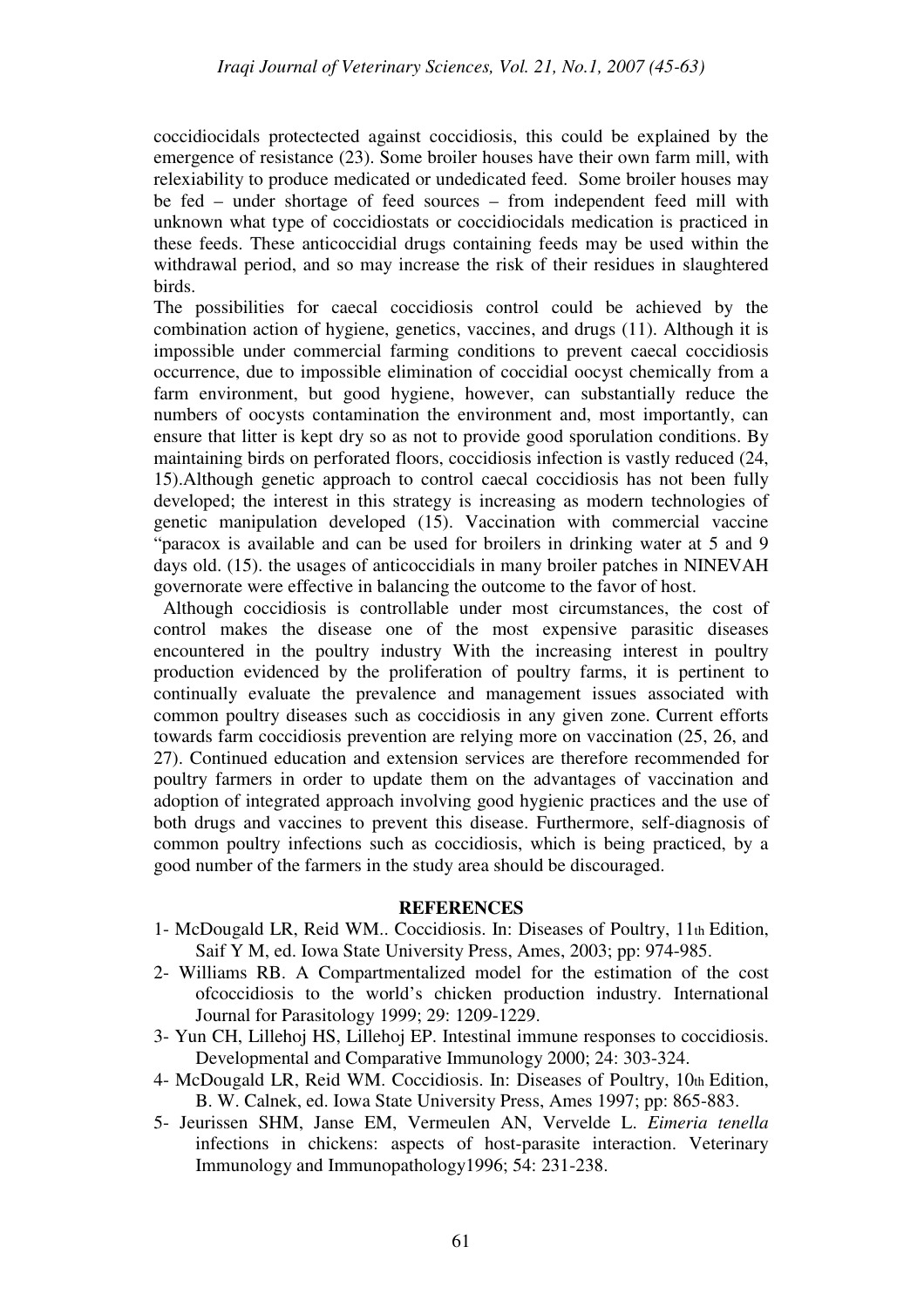coccidiocidals protectected against coccidiosis, this could be explained by the emergence of resistance (23). Some broiler houses have their own farm mill, with relexiability to produce medicated or undedicated feed. Some broiler houses may be fed – under shortage of feed sources – from independent feed mill with unknown what type of coccidiostats or coccidiocidals medication is practiced in these feeds. These anticoccidial drugs containing feeds may be used within the withdrawal period, and so may increase the risk of their residues in slaughtered birds.

The possibilities for caecal coccidiosis control could be achieved by the combination action of hygiene, genetics, vaccines, and drugs (11). Although it is impossible under commercial farming conditions to prevent caecal coccidiosis occurrence, due to impossible elimination of coccidial oocyst chemically from a farm environment, but good hygiene, however, can substantially reduce the numbers of oocysts contamination the environment and, most importantly, can ensure that litter is kept dry so as not to provide good sporulation conditions. By maintaining birds on perforated floors, coccidiosis infection is vastly reduced (24, 15).Although genetic approach to control caecal coccidiosis has not been fully developed; the interest in this strategy is increasing as modern technologies of genetic manipulation developed (15). Vaccination with commercial vaccine "paracox is available and can be used for broilers in drinking water at 5 and 9 days old. (15). the usages of anticoccidials in many broiler patches in NINEVAH governorate were effective in balancing the outcome to the favor of host.

Although coccidiosis is controllable under most circumstances, the cost of control makes the disease one of the most expensive parasitic diseases encountered in the poultry industry With the increasing interest in poultry production evidenced by the proliferation of poultry farms, it is pertinent to continually evaluate the prevalence and management issues associated with common poultry diseases such as coccidiosis in any given zone. Current efforts towards farm coccidiosis prevention are relying more on vaccination (25, 26, and 27). Continued education and extension services are therefore recommended for poultry farmers in order to update them on the advantages of vaccination and adoption of integrated approach involving good hygienic practices and the use of both drugs and vaccines to prevent this disease. Furthermore, self-diagnosis of common poultry infections such as coccidiosis, which is being practiced, by a good number of the farmers in the study area should be discouraged.

## REFERENCES

1- McDougald LR, Reid WM.. Coccidiosis. In: Diseases of Poultry, 11th Edition, Saif Y M, ed. Iowa State University Press, Ames, 2003; pp: 974-985.

2- Williams RB. A Compartmentalized model for the estimation of the cost ofcoccidiosis to the world's chicken production industry. International Journal for Parasitology 1999; 29: 1209-1229.

3- Yun CH, Lillehoj HS, Lillehoj EP. Intestinal immune responses to coccidiosis. Developmental and Comparative Immunology 2000; 24: 303-324.

4- McDougald LR, Reid WM. Coccidiosis. In: Diseases of Poultry, 10th Edition, B. W. Calnek, ed. Iowa State University Press, Ames 1997; pp: 865-883.

5- Jeurissen SHM, Janse EM, Vermeulen AN, Vervelde L. *Eimeria tenella* infections in chickens: aspects of host-parasite interaction. Veterinary Immunology and Immunopathology1996; 54: 231-238.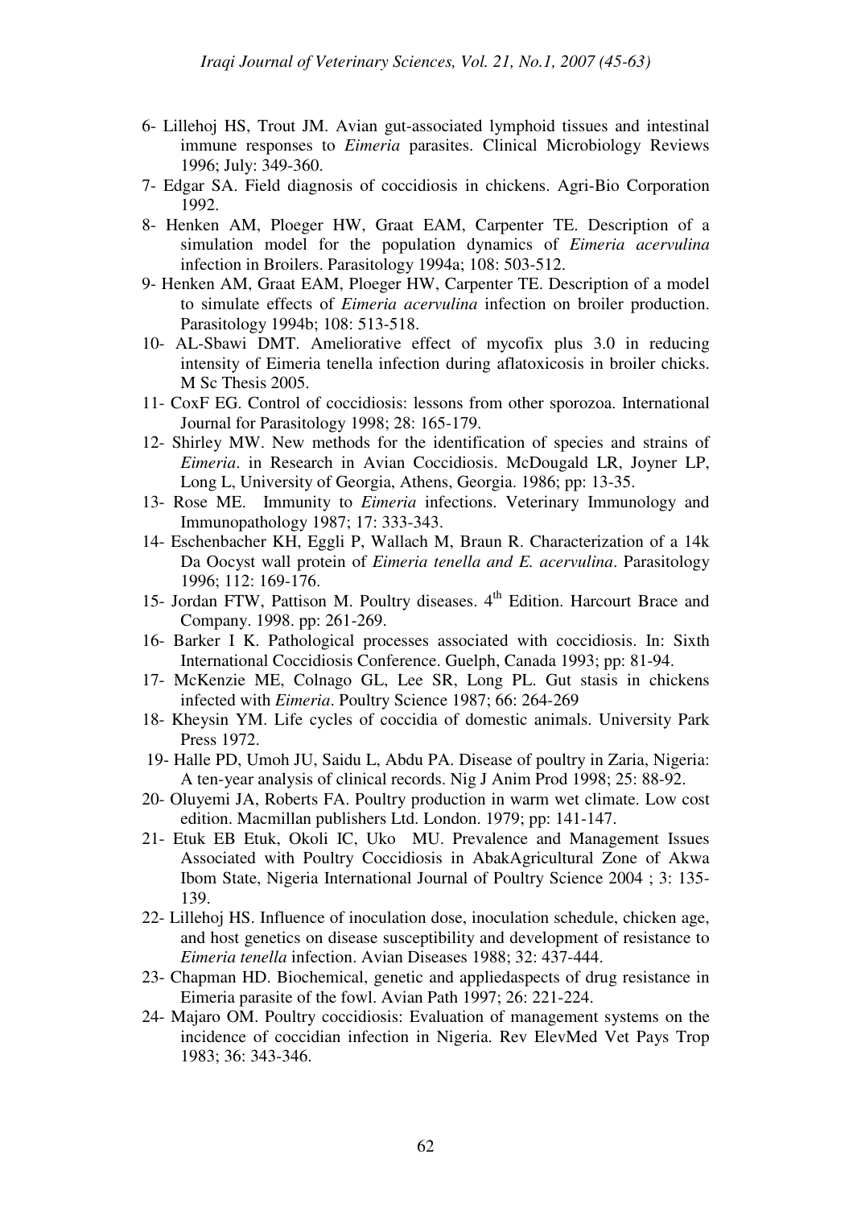6- Lillehoj HS, Trout JM. Avian gut-associated lymphoid tissues and intestinal immune responses to *Eimeria* parasites. Clinical Microbiology Reviews 1996; July: 349-360.

7- Edgar SA. Field diagnosis of coccidiosis in chickens. Agri-Bio Corporation 1992.

8- Henken AM, Ploeger HW, Graat EAM, Carpenter TE. Description of a simulation model for the population dynamics of *Eimeria acervulina* infection in Broilers. Parasitology 1994a; 108: 503-512.

9- Henken AM, Graat EAM, Ploeger HW, Carpenter TE. Description of a model to simulate effects of *Eimeria acervulina* infection on broiler production. Parasitology 1994b; 108: 513-518.

10- AL-Sbawi DMT. Ameliorative effect of mycofix plus 3.0 in reducing intensity of Eimeria tenella infection during aflatoxicosis in broiler chicks. M Sc Thesis 2005.

11- CoxF EG. Control of coccidiosis: lessons from other sporozoa. International Journal for Parasitology 1998; 28: 165-179.

12- Shirley MW. New methods for the identification of species and strains of *Eimeria*. in Research in Avian Coccidiosis. McDougald LR, Joyner LP, Long L, University of Georgia, Athens, Georgia. 1986; pp: 13-35.

13- Rose ME. Immunity to *Eimeria* infections. Veterinary Immunology and Immunopathology 1987; 17: 333-343.

14- Eschenbacher KH, Eggli P, Wallach M, Braun R. Characterization of a 14k Da Oocyst wall protein of *Eimeria tenella and E. acervulina*. Parasitology 1996; 112: 169-176.

15- Jordan FTW, Pattison M. Poultry diseases. 4th Edition. Harcourt Brace and Company. 1998. pp: 261-269.

16- Barker I K. Pathological processes associated with coccidiosis. In: Sixth International Coccidiosis Conference. Guelph, Canada 1993; pp: 81-94.

17- McKenzie ME, Colnago GL, Lee SR, Long PL. Gut stasis in chickens infected with *Eimeria*. Poultry Science 1987; 66: 264-269

18- Kheysin YM. Life cycles of coccidia of domestic animals. University Park Press 1972.

19- Halle PD, Umoh JU, Saidu L, Abdu PA. Disease of poultry in Zaria, Nigeria: A ten-year analysis of clinical records. Nig J Anim Prod 1998; 25: 88-92.

20- Oluyemi JA, Roberts FA. Poultry production in warm wet climate. Low cost edition. Macmillan publishers Ltd. London. 1979; pp: 141-147.

21- Etuk EB Etuk, Okoli IC, Uko MU. Prevalence and Management Issues Associated with Poultry Coccidiosis in AbakAgricultural Zone of Akwa Ibom State, Nigeria International Journal of Poultry Science 2004 ; 3: 135-139.

22- Lillehoj HS. Influence of inoculation dose, inoculation schedule, chicken age, and host genetics on disease susceptibility and development of resistance to *Eimeria tenella* infection. Avian Diseases 1988; 32: 437-444.

23- Chapman HD. Biochemical, genetic and appliedaspects of drug resistance in Eimeria parasite of the fowl. Avian Path 1997; 26: 221-224.

24- Majaro OM. Poultry coccidiosis: Evaluation of management systems on the incidence of coccidian infection in Nigeria. Rev ElevMed Vet Pays Trop 1983; 36: 343-346.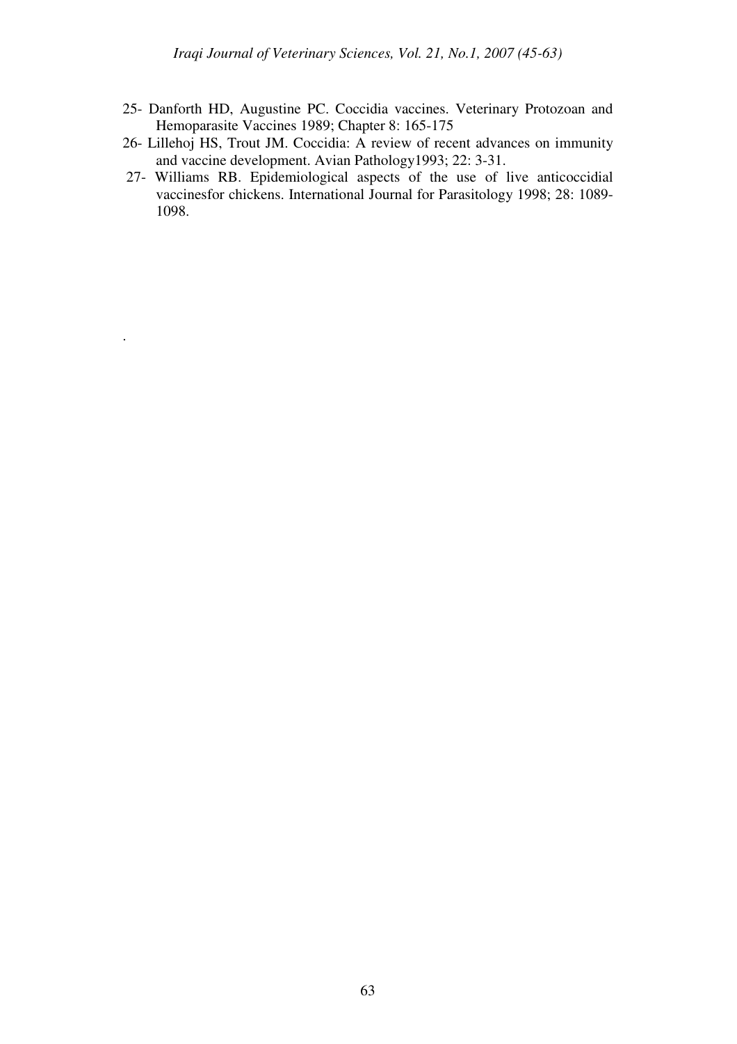25- Danforth HD, Augustine PC. Coccidia vaccines. Veterinary Protozoan and Hemoparasite Vaccines 1989; Chapter 8: 165-175

26- Lillehoj HS, Trout JM. Coccidia: A review of recent advances on immunity and vaccine development. Avian Pathology1993; 22: 3-31.

27- Williams RB. Epidemiological aspects of the use of live anticoccidial vaccinesfor chickens. International Journal for Parasitology 1998; 28: 1089-1098.

.